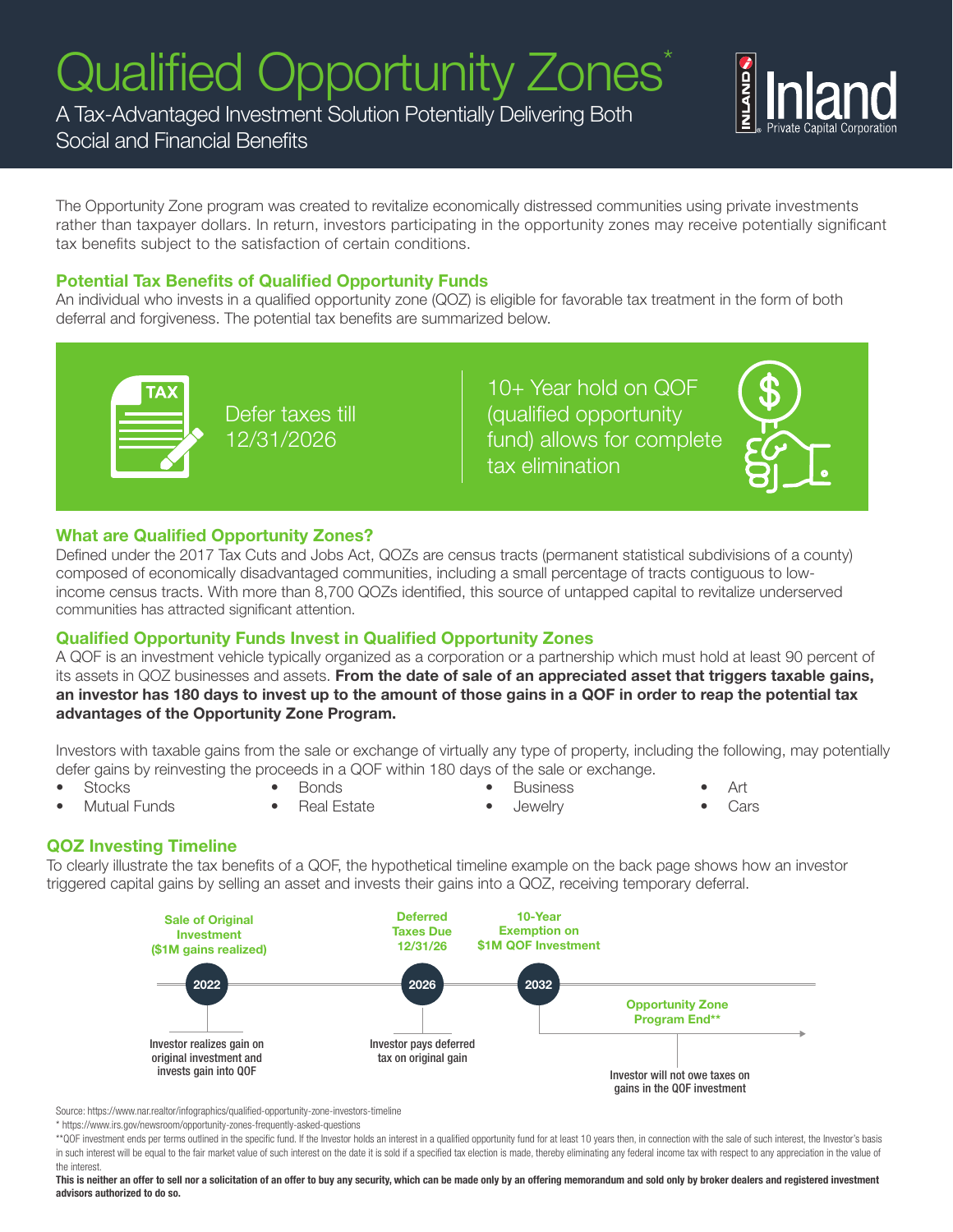# Qualified Opportunity Zones*

A Tax-Advantaged Investment Solution Potentially Delivering Both Social and Financial Benefits

Inland Private Capital Corporation

The Opportunity Zone program was created to revitalize economically distressed communities using private investments rather than taxpayer dollars. In return, investors participating in the opportunity zones may receive potentially significant tax benefits subject to the satisfaction of certain conditions.

## Potential Tax Benefits of Qualified Opportunity Funds

An individual who invests in a qualified opportunity zone (QOZ) is eligible for favorable tax treatment in the form of both deferral and forgiveness. The potential tax benefits are summarized below.

Defer taxes till 12/31/2026

10+ Year hold on QOF (qualified opportunity fund) allows for complete tax elimination

## What are Qualified Opportunity Zones?

Defined under the 2017 Tax Cuts and Jobs Act, QOZs are census tracts (permanent statistical subdivisions of a county) composed of economically disadvantaged communities, including a small percentage of tracts contiguous to low-income census tracts. With more than 8,700 QOZs identified, this source of untapped capital to revitalize underserved communities has attracted significant attention.

## Qualified Opportunity Funds Invest in Qualified Opportunity Zones

A QOF is an investment vehicle typically organized as a corporation or a partnership which must hold at least 90 percent of its assets in QOZ businesses and assets. **From the date of sale of an appreciated asset that triggers taxable gains, an investor has 180 days to invest up to the amount of those gains in a QOF in order to reap the potential tax advantages of the Opportunity Zone Program.**

Investors with taxable gains from the sale or exchange of virtually any type of property, including the following, may potentially defer gains by reinvesting the proceeds in a QOF within 180 days of the sale or exchange.

- Stocks
- Mutual Funds
- Bonds
- Real Estate
- Business
- Jewelry
- Art
- Cars

## QOZ Investing Timeline

To clearly illustrate the tax benefits of a QOF, the hypothetical timeline example on the back page shows how an investor triggered capital gains by selling an asset and invests their gains into a QOZ, receiving temporary deferral.

- **2022** — Sale of Original Investment ($1M gains realized): Investor realizes gain on original investment and invests gain into QOF
- **2026** — Deferred Taxes Due 12/31/26: Investor pays deferred tax on original gain
- **2032** — 10-Year Exemption on $1M QOF Investment
- **Opportunity Zone Program End****: Investor will not owe taxes on gains in the QOF investment

Source: https://www.nar.realtor/infographics/qualified-opportunity-zone-investors-timeline

* https://www.irs.gov/newsroom/opportunity-zones-frequently-asked-questions

**QOF investment ends per terms outlined in the specific fund. If the Investor holds an interest in a qualified opportunity fund for at least 10 years then, in connection with the sale of such interest, the Investor's basis in such interest will be equal to the fair market value of such interest on the date it is sold if a specified tax election is made, thereby eliminating any federal income tax with respect to any appreciation in the value of the interest.

**This is neither an offer to sell nor a solicitation of an offer to buy any security, which can be made only by an offering memorandum and sold only by broker dealers and registered investment advisors authorized to do so.**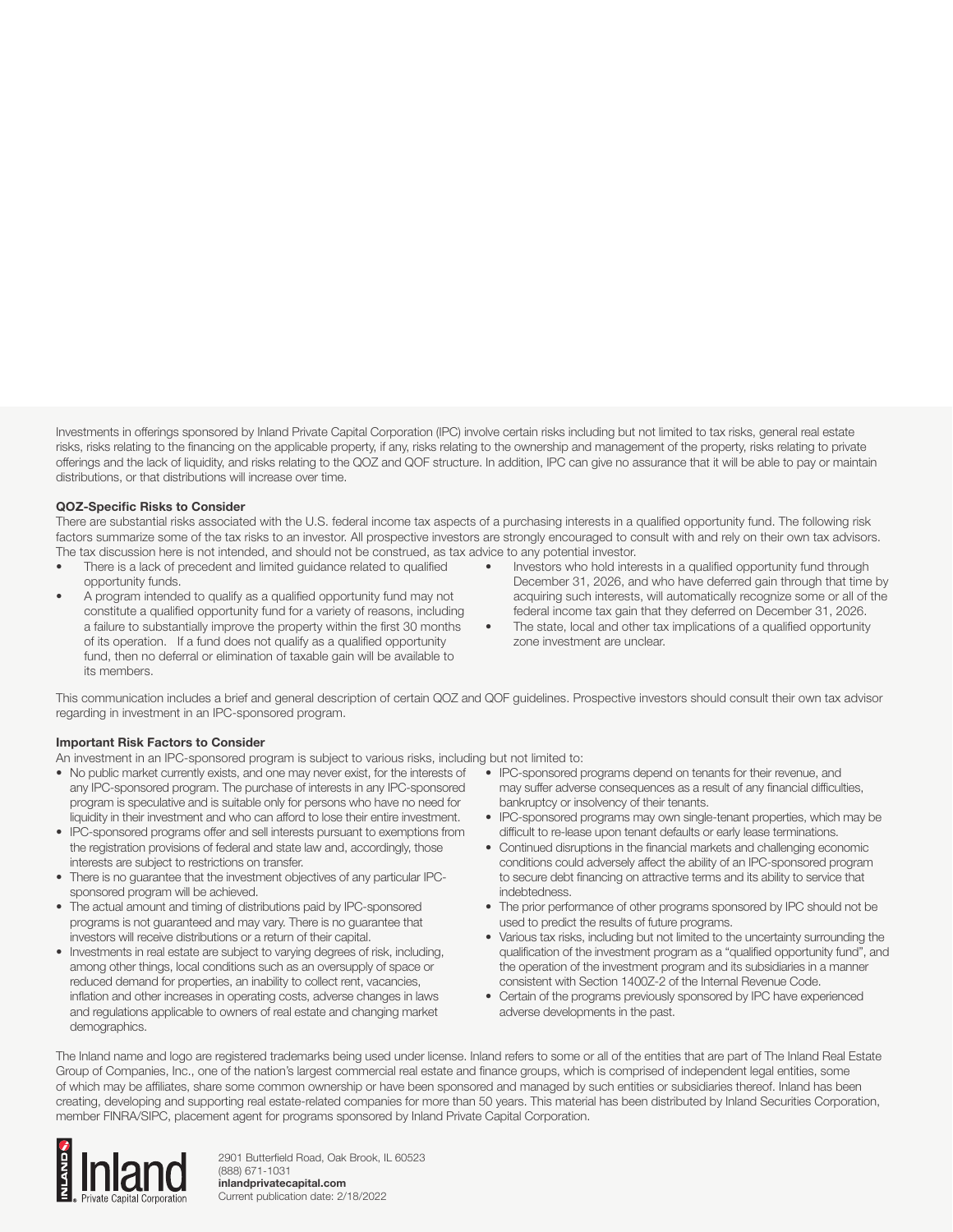Investments in offerings sponsored by Inland Private Capital Corporation (IPC) involve certain risks including but not limited to tax risks, general real estate risks, risks relating to the financing on the applicable property, if any, risks relating to the ownership and management of the property, risks relating to private offerings and the lack of liquidity, and risks relating to the QOZ and QOF structure. In addition, IPC can give no assurance that it will be able to pay or maintain distributions, or that distributions will increase over time.

**QOZ-Specific Risks to Consider**

There are substantial risks associated with the U.S. federal income tax aspects of a purchasing interests in a qualified opportunity fund. The following risk factors summarize some of the tax risks to an investor. All prospective investors are strongly encouraged to consult with and rely on their own tax advisors. The tax discussion here is not intended, and should not be construed, as tax advice to any potential investor.

- There is a lack of precedent and limited guidance related to qualified opportunity funds.
- A program intended to qualify as a qualified opportunity fund may not constitute a qualified opportunity fund for a variety of reasons, including a failure to substantially improve the property within the first 30 months of its operation. If a fund does not qualify as a qualified opportunity fund, then no deferral or elimination of taxable gain will be available to its members.
- Investors who hold interests in a qualified opportunity fund through December 31, 2026, and who have deferred gain through that time by acquiring such interests, will automatically recognize some or all of the federal income tax gain that they deferred on December 31, 2026.
- The state, local and other tax implications of a qualified opportunity zone investment are unclear.

This communication includes a brief and general description of certain QOZ and QOF guidelines. Prospective investors should consult their own tax advisor regarding in investment in an IPC-sponsored program.

**Important Risk Factors to Consider**

An investment in an IPC-sponsored program is subject to various risks, including but not limited to:

- No public market currently exists, and one may never exist, for the interests of any IPC-sponsored program. The purchase of interests in any IPC-sponsored program is speculative and is suitable only for persons who have no need for liquidity in their investment and who can afford to lose their entire investment.
- IPC-sponsored programs offer and sell interests pursuant to exemptions from the registration provisions of federal and state law and, accordingly, those interests are subject to restrictions on transfer.
- There is no guarantee that the investment objectives of any particular IPC-sponsored program will be achieved.
- The actual amount and timing of distributions paid by IPC-sponsored programs is not guaranteed and may vary. There is no guarantee that investors will receive distributions or a return of their capital.
- Investments in real estate are subject to varying degrees of risk, including, among other things, local conditions such as an oversupply of space or reduced demand for properties, an inability to collect rent, vacancies, inflation and other increases in operating costs, adverse changes in laws and regulations applicable to owners of real estate and changing market demographics.
- IPC-sponsored programs depend on tenants for their revenue, and may suffer adverse consequences as a result of any financial difficulties, bankruptcy or insolvency of their tenants.
- IPC-sponsored programs may own single-tenant properties, which may be difficult to re-lease upon tenant defaults or early lease terminations.
- Continued disruptions in the financial markets and challenging economic conditions could adversely affect the ability of an IPC-sponsored program to secure debt financing on attractive terms and its ability to service that indebtedness.
- The prior performance of other programs sponsored by IPC should not be used to predict the results of future programs.
- Various tax risks, including but not limited to the uncertainty surrounding the qualification of the investment program as a "qualified opportunity fund", and the operation of the investment program and its subsidiaries in a manner consistent with Section 1400Z-2 of the Internal Revenue Code.
- Certain of the programs previously sponsored by IPC have experienced adverse developments in the past.

The Inland name and logo are registered trademarks being used under license. Inland refers to some or all of the entities that are part of The Inland Real Estate Group of Companies, Inc., one of the nation's largest commercial real estate and finance groups, which is comprised of independent legal entities, some of which may be affiliates, share some common ownership or have been sponsored and managed by such entities or subsidiaries thereof. Inland has been creating, developing and supporting real estate-related companies for more than 50 years. This material has been distributed by Inland Securities Corporation, member FINRA/SIPC, placement agent for programs sponsored by Inland Private Capital Corporation.

Inland Private Capital Corporation

2901 Butterfield Road, Oak Brook, IL 60523
(888) 671-1031
**inlandprivatecapital.com**
Current publication date: 2/18/2022